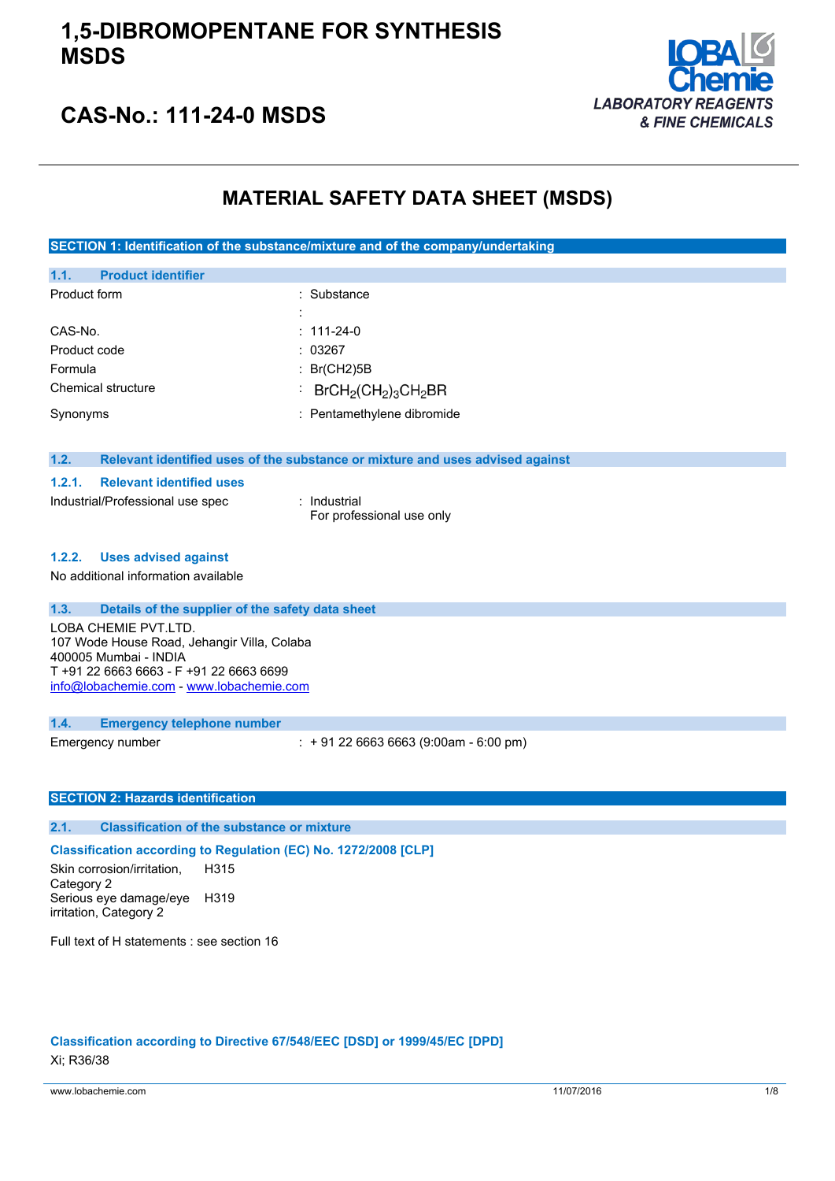# 1,5-DIBROMOPENTANE FOR SYNTHESIS MSDS

## CAS-No.: 111-24-0 MSDS

LOBA Chemie
LABORATORY REAGENTS & FINE CHEMICALS

# MATERIAL SAFETY DATA SHEET (MSDS)

## SECTION 1: Identification of the substance/mixture and of the company/undertaking

### 1.1. Product identifier

| | |
|---|---|
| Product form | : Substance |
| | : |
| CAS-No. | : 111-24-0 |
| Product code | : 03267 |
| Formula | : Br(CH2)5B |
| Chemical structure | : $BrCH_2(CH_2)_3CH_2BR$ |
| Synonyms | : Pentamethylene dibromide |

### 1.2. Relevant identified uses of the substance or mixture and uses advised against

#### 1.2.1. Relevant identified uses

| | |
|---|---|
| Industrial/Professional use spec | : Industrial<br>For professional use only |

#### 1.2.2. Uses advised against

No additional information available

### 1.3. Details of the supplier of the safety data sheet

LOBA CHEMIE PVT.LTD.
107 Wode House Road, Jehangir Villa, Colaba
400005 Mumbai - INDIA
T +91 22 6663 6663 - F +91 22 6663 6699
info@lobachemie.com - www.lobachemie.com

### 1.4. Emergency telephone number

| | |
|---|---|
| Emergency number | : + 91 22 6663 6663 (9:00am - 6:00 pm) |

## SECTION 2: Hazards identification

### 2.1. Classification of the substance or mixture

**Classification according to Regulation (EC) No. 1272/2008 [CLP]**

| | |
|---|---|
| Skin corrosion/irritation, Category 2 | H315 |
| Serious eye damage/eye irritation, Category 2 | H319 |

Full text of H statements : see section 16

**Classification according to Directive 67/548/EEC [DSD] or 1999/45/EC [DPD]**

Xi; R36/38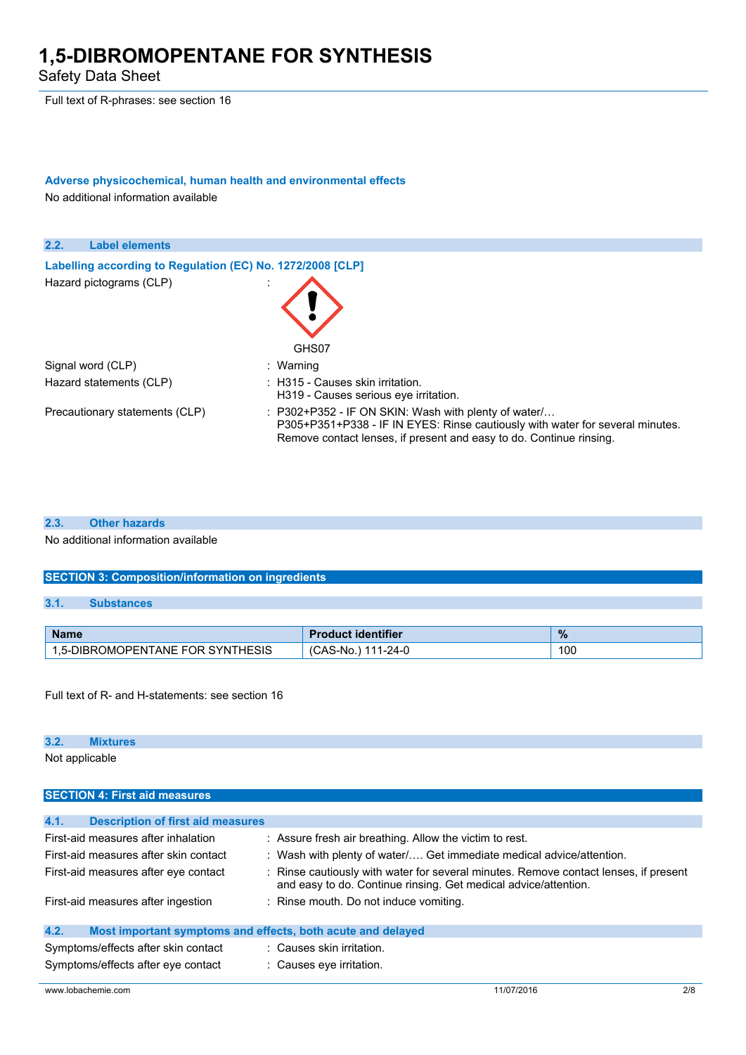Full text of R-phrases: see section 16

**Adverse physicochemical, human health and environmental effects**

No additional information available

### 2.2. Label elements

**Labelling according to Regulation (EC) No. 1272/2008 [CLP]**

Hazard pictograms (CLP) :

GHS07

Signal word (CLP) : Warning

Hazard statements (CLP) : H315 - Causes skin irritation.
H319 - Causes serious eye irritation.

Precautionary statements (CLP) : P302+P352 - IF ON SKIN: Wash with plenty of water/…
P305+P351+P338 - IF IN EYES: Rinse cautiously with water for several minutes. Remove contact lenses, if present and easy to do. Continue rinsing.

### 2.3. Other hazards

No additional information available

## SECTION 3: Composition/information on ingredients

### 3.1. Substances

| Name | Product identifier | % |
|---|---|---|
| 1,5-DIBROMOPENTANE FOR SYNTHESIS | (CAS-No.) 111-24-0 | 100 |

Full text of R- and H-statements: see section 16

### 3.2. Mixtures

Not applicable

## SECTION 4: First aid measures

### 4.1. Description of first aid measures

First-aid measures after inhalation : Assure fresh air breathing. Allow the victim to rest.

First-aid measures after skin contact : Wash with plenty of water/…. Get immediate medical advice/attention.

First-aid measures after eye contact : Rinse cautiously with water for several minutes. Remove contact lenses, if present and easy to do. Continue rinsing. Get medical advice/attention.

First-aid measures after ingestion : Rinse mouth. Do not induce vomiting.

### 4.2. Most important symptoms and effects, both acute and delayed

Symptoms/effects after skin contact : Causes skin irritation.

Symptoms/effects after eye contact : Causes eye irritation.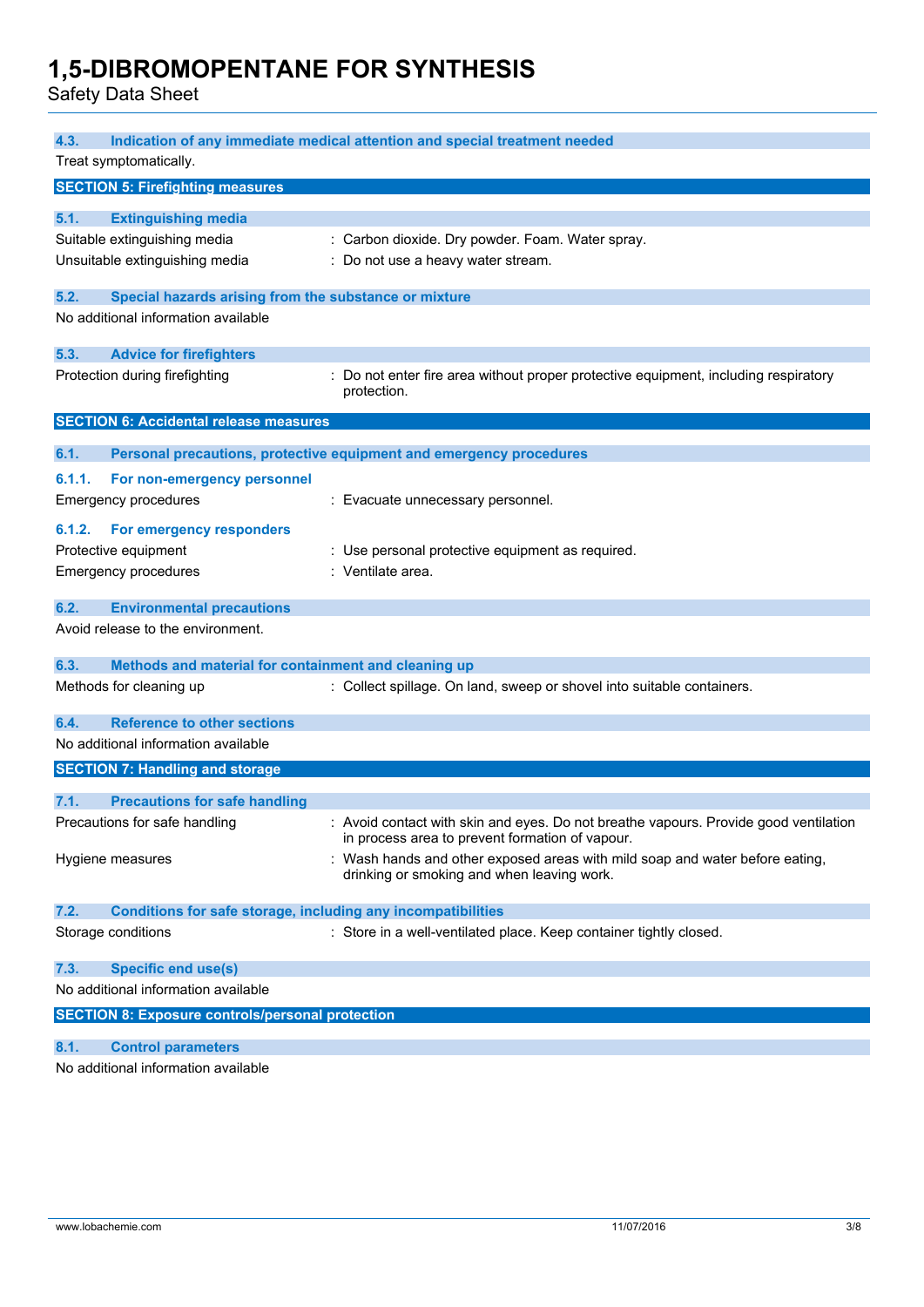### 4.3. Indication of any immediate medical attention and special treatment needed

Treat symptomatically.

## SECTION 5: Firefighting measures

### 5.1. Extinguishing media

Suitable extinguishing media : Carbon dioxide. Dry powder. Foam. Water spray.

Unsuitable extinguishing media : Do not use a heavy water stream.

### 5.2. Special hazards arising from the substance or mixture

No additional information available

### 5.3. Advice for firefighters

Protection during firefighting : Do not enter fire area without proper protective equipment, including respiratory protection.

## SECTION 6: Accidental release measures

### 6.1. Personal precautions, protective equipment and emergency procedures

#### 6.1.1. For non-emergency personnel

Emergency procedures : Evacuate unnecessary personnel.

#### 6.1.2. For emergency responders

Protective equipment : Use personal protective equipment as required.

Emergency procedures : Ventilate area.

### 6.2. Environmental precautions

Avoid release to the environment.

### 6.3. Methods and material for containment and cleaning up

Methods for cleaning up : Collect spillage. On land, sweep or shovel into suitable containers.

### 6.4. Reference to other sections

No additional information available

## SECTION 7: Handling and storage

### 7.1. Precautions for safe handling

Precautions for safe handling : Avoid contact with skin and eyes. Do not breathe vapours. Provide good ventilation in process area to prevent formation of vapour.

Hygiene measures : Wash hands and other exposed areas with mild soap and water before eating, drinking or smoking and when leaving work.

### 7.2. Conditions for safe storage, including any incompatibilities

Storage conditions : Store in a well-ventilated place. Keep container tightly closed.

### 7.3. Specific end use(s)

No additional information available

## SECTION 8: Exposure controls/personal protection

### 8.1. Control parameters

No additional information available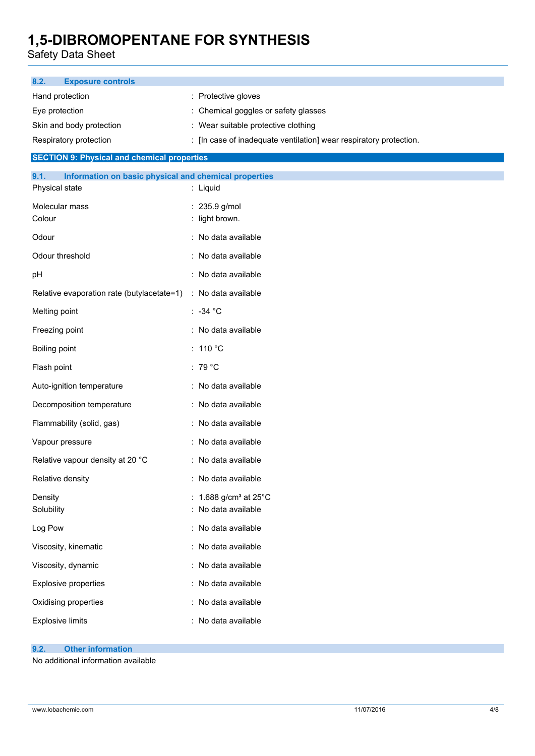### 8.2. Exposure controls

| | |
|---|---|
| Hand protection | : Protective gloves |
| Eye protection | : Chemical goggles or safety glasses |
| Skin and body protection | : Wear suitable protective clothing |
| Respiratory protection | : [In case of inadequate ventilation] wear respiratory protection. |

## SECTION 9: Physical and chemical properties

### 9.1. Information on basic physical and chemical properties

| | |
|---|---|
| Physical state | : Liquid |
| Molecular mass | : 235.9 g/mol |
| Colour | : light brown. |
| Odour | : No data available |
| Odour threshold | : No data available |
| pH | : No data available |
| Relative evaporation rate (butylacetate=1) | : No data available |
| Melting point | : -34 °C |
| Freezing point | : No data available |
| Boiling point | : 110 °C |
| Flash point | : 79 °C |
| Auto-ignition temperature | : No data available |
| Decomposition temperature | : No data available |
| Flammability (solid, gas) | : No data available |
| Vapour pressure | : No data available |
| Relative vapour density at 20 °C | : No data available |
| Relative density | : No data available |
| Density | : 1.688 g/cm³ at 25°C |
| Solubility | : No data available |
| Log Pow | : No data available |
| Viscosity, kinematic | : No data available |
| Viscosity, dynamic | : No data available |
| Explosive properties | : No data available |
| Oxidising properties | : No data available |
| Explosive limits | : No data available |

### 9.2. Other information

No additional information available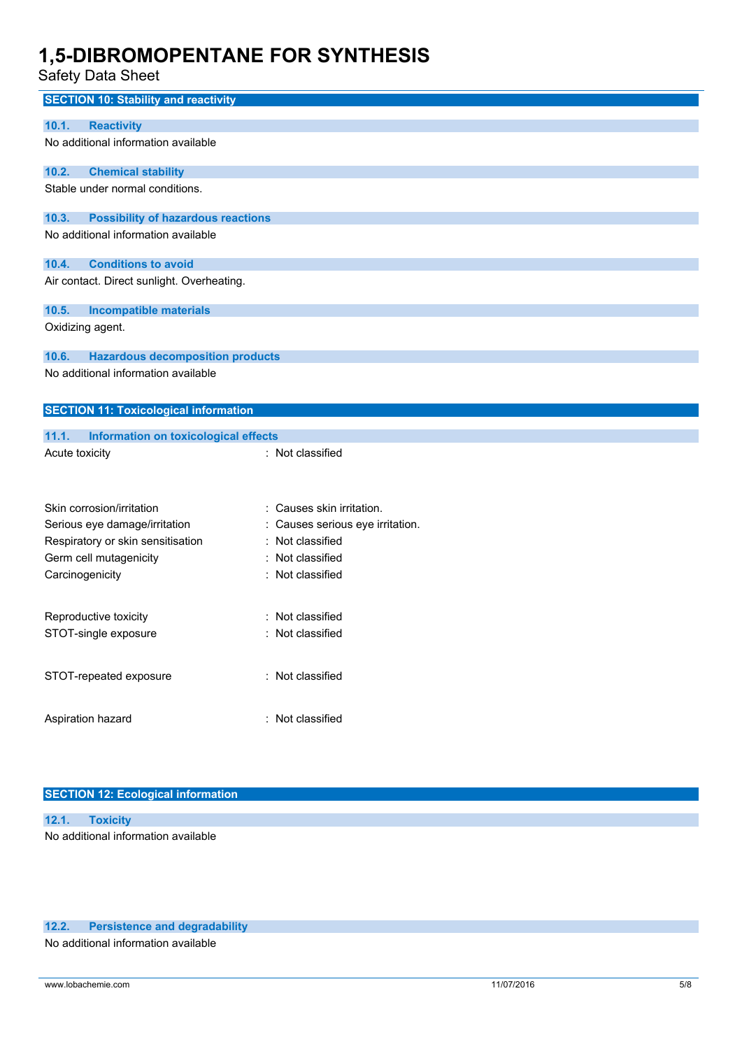## SECTION 10: Stability and reactivity

### 10.1. Reactivity

No additional information available

### 10.2. Chemical stability

Stable under normal conditions.

### 10.3. Possibility of hazardous reactions

No additional information available

### 10.4. Conditions to avoid

Air contact. Direct sunlight. Overheating.

### 10.5. Incompatible materials

Oxidizing agent.

### 10.6. Hazardous decomposition products

No additional information available

## SECTION 11: Toxicological information

### 11.1. Information on toxicological effects

Acute toxicity : Not classified

Skin corrosion/irritation : Causes skin irritation.

Serious eye damage/irritation : Causes serious eye irritation.

Respiratory or skin sensitisation : Not classified

Germ cell mutagenicity : Not classified

Carcinogenicity : Not classified

Reproductive toxicity : Not classified

STOT-single exposure : Not classified

STOT-repeated exposure : Not classified

Aspiration hazard : Not classified

## SECTION 12: Ecological information

### 12.1. Toxicity

No additional information available

### 12.2. Persistence and degradability

No additional information available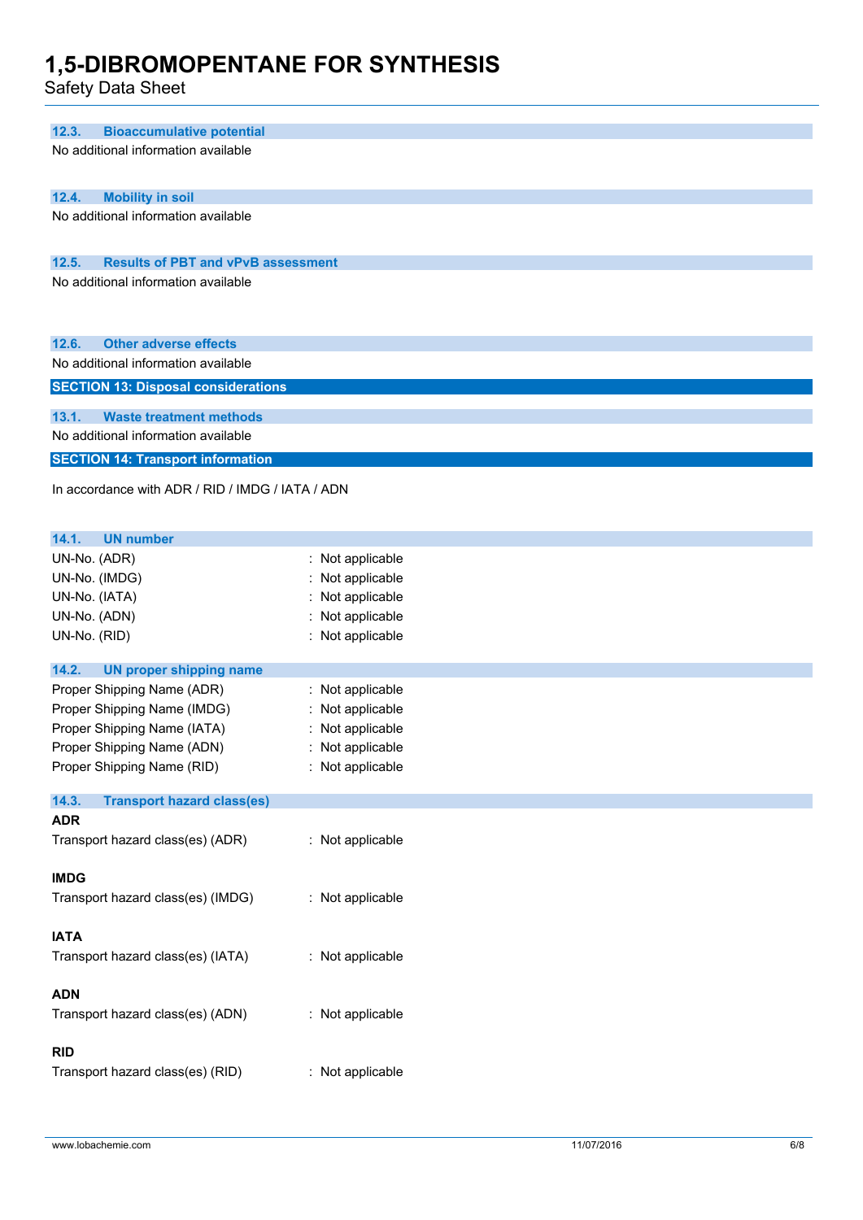### 12.3. Bioaccumulative potential

No additional information available

### 12.4. Mobility in soil

No additional information available

### 12.5. Results of PBT and vPvB assessment

No additional information available

### 12.6. Other adverse effects

No additional information available

## SECTION 13: Disposal considerations

### 13.1. Waste treatment methods

No additional information available

## SECTION 14: Transport information

In accordance with ADR / RID / IMDG / IATA / ADN

### 14.1. UN number

UN-No. (ADR) : Not applicable
UN-No. (IMDG) : Not applicable
UN-No. (IATA) : Not applicable
UN-No. (ADN) : Not applicable
UN-No. (RID) : Not applicable

### 14.2. UN proper shipping name

Proper Shipping Name (ADR) : Not applicable
Proper Shipping Name (IMDG) : Not applicable
Proper Shipping Name (IATA) : Not applicable
Proper Shipping Name (ADN) : Not applicable
Proper Shipping Name (RID) : Not applicable

### 14.3. Transport hazard class(es)

**ADR**

Transport hazard class(es) (ADR) : Not applicable

**IMDG**

Transport hazard class(es) (IMDG) : Not applicable

**IATA**

Transport hazard class(es) (IATA) : Not applicable

**ADN**

Transport hazard class(es) (ADN) : Not applicable

**RID**

Transport hazard class(es) (RID) : Not applicable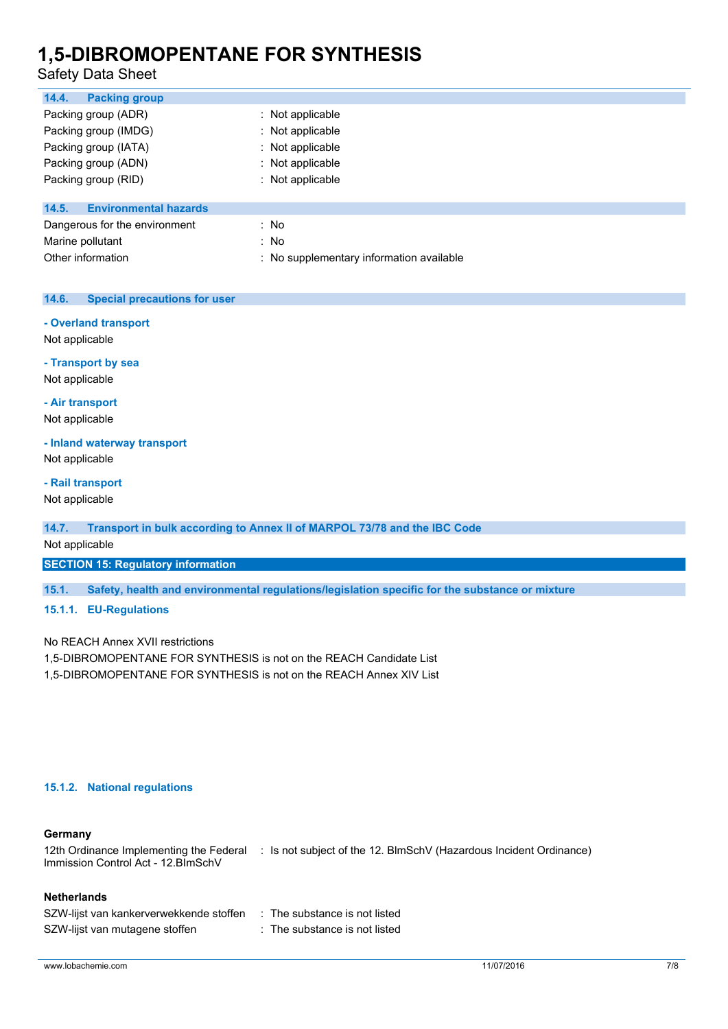### 14.4. Packing group

| | |
|---|---|
| Packing group (ADR) | : Not applicable |
| Packing group (IMDG) | : Not applicable |
| Packing group (IATA) | : Not applicable |
| Packing group (ADN) | : Not applicable |
| Packing group (RID) | : Not applicable |

### 14.5. Environmental hazards

| | |
|---|---|
| Dangerous for the environment | : No |
| Marine pollutant | : No |
| Other information | : No supplementary information available |

### 14.6. Special precautions for user

**- Overland transport**

Not applicable

**- Transport by sea**

Not applicable

**- Air transport**

Not applicable

**- Inland waterway transport**

Not applicable

**- Rail transport**

Not applicable

### 14.7. Transport in bulk according to Annex II of MARPOL 73/78 and the IBC Code

Not applicable

## SECTION 15: Regulatory information

### 15.1. Safety, health and environmental regulations/legislation specific for the substance or mixture

#### 15.1.1. EU-Regulations

No REACH Annex XVII restrictions

1,5-DIBROMOPENTANE FOR SYNTHESIS is not on the REACH Candidate List

1,5-DIBROMOPENTANE FOR SYNTHESIS is not on the REACH Annex XIV List

#### 15.1.2. National regulations

**Germany**

| | |
|---|---|
| 12th Ordinance Implementing the Federal Immission Control Act - 12.BImSchV | : Is not subject of the 12. BlmSchV (Hazardous Incident Ordinance) |

**Netherlands**

| | |
|---|---|
| SZW-lijst van kankerverwekkende stoffen | : The substance is not listed |
| SZW-lijst van mutagene stoffen | : The substance is not listed |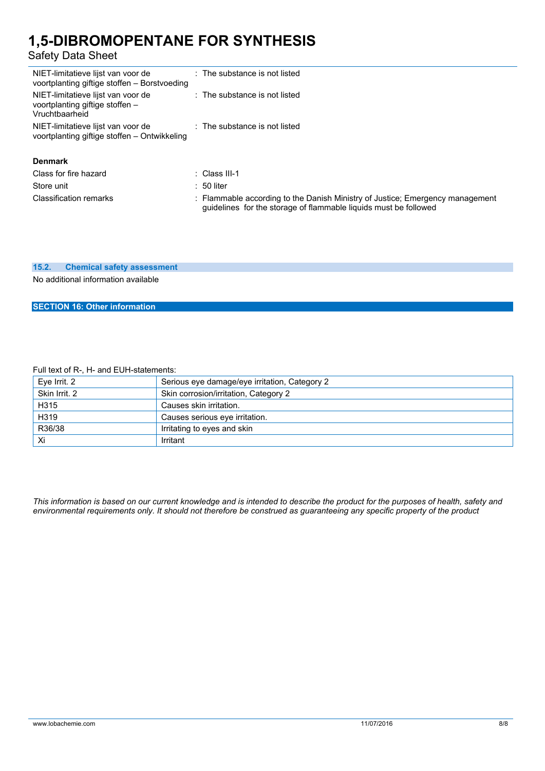NIET-limitatieve lijst van voor de voortplanting giftige stoffen – Borstvoeding : The substance is not listed

NIET-limitatieve lijst van voor de voortplanting giftige stoffen – Vruchtbaarheid : The substance is not listed

NIET-limitatieve lijst van voor de voortplanting giftige stoffen – Ontwikkeling : The substance is not listed

**Denmark**

Class for fire hazard : Class III-1

Store unit : 50 liter

Classification remarks : Flammable according to the Danish Ministry of Justice; Emergency management guidelines for the storage of flammable liquids must be followed

### 15.2. Chemical safety assessment

No additional information available

## SECTION 16: Other information

Full text of R-, H- and EUH-statements:

| | |
|---|---|
| Eye Irrit. 2 | Serious eye damage/eye irritation, Category 2 |
| Skin Irrit. 2 | Skin corrosion/irritation, Category 2 |
| H315 | Causes skin irritation. |
| H319 | Causes serious eye irritation. |
| R36/38 | Irritating to eyes and skin |
| Xi | Irritant |

*This information is based on our current knowledge and is intended to describe the product for the purposes of health, safety and environmental requirements only. It should not therefore be construed as guaranteeing any specific property of the product*